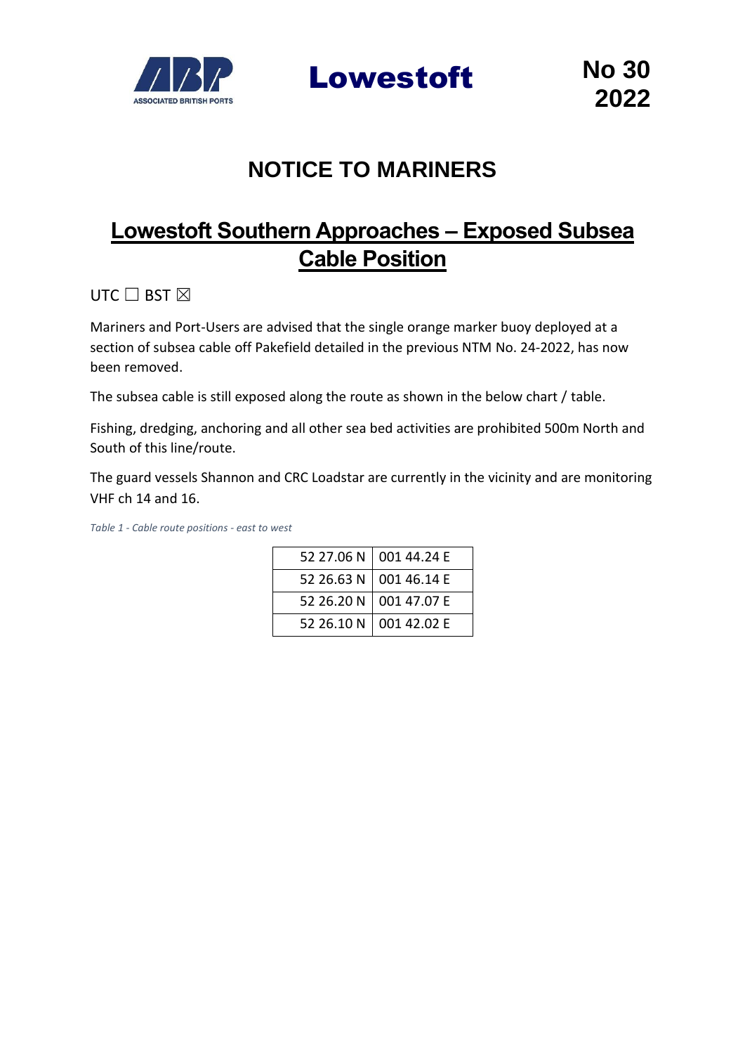Lowestoft

No 30
2022

# NOTICE TO MARINERS

## Lowestoft Southern Approaches – Exposed Subsea Cable Position

UTC ☐ BST ☒

Mariners and Port-Users are advised that the single orange marker buoy deployed at a section of subsea cable off Pakefield detailed in the previous NTM No. 24-2022, has now been removed.

The subsea cable is still exposed along the route as shown in the below chart / table.

Fishing, dredging, anchoring and all other sea bed activities are prohibited 500m North and South of this line/route.

The guard vessels Shannon and CRC Loadstar are currently in the vicinity and are monitoring VHF ch 14 and 16.

*Table 1 - Cable route positions - east to west*

| | |
|---|---|
| 52 27.06 N | 001 44.24 E |
| 52 26.63 N | 001 46.14 E |
| 52 26.20 N | 001 47.07 E |
| 52 26.10 N | 001 42.02 E |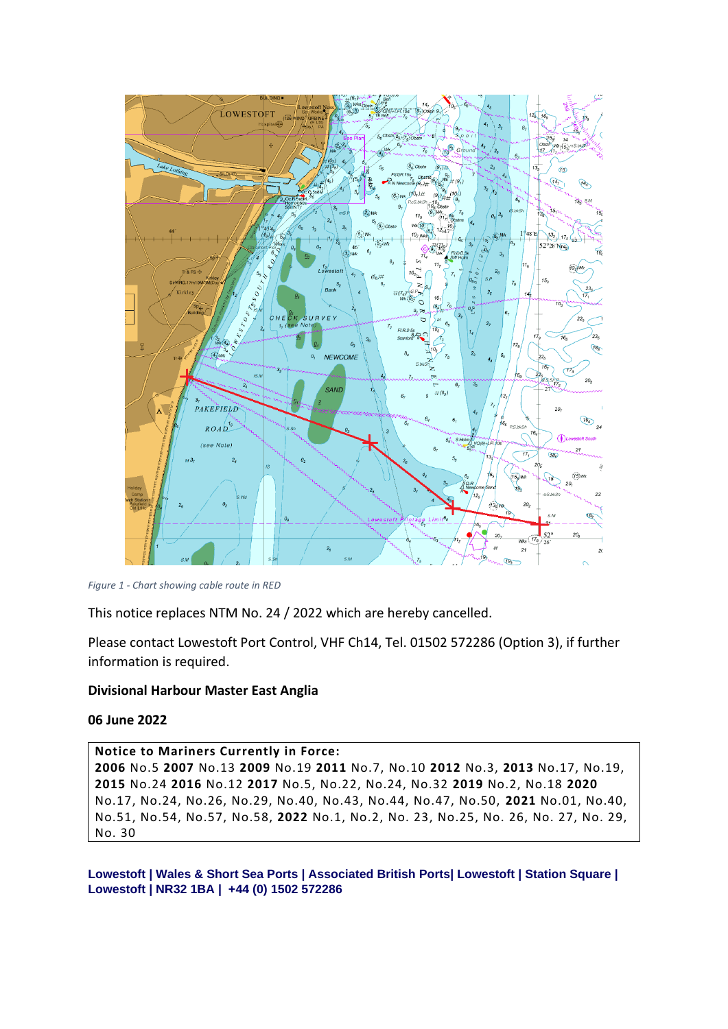*Figure 1 - Chart showing cable route in RED*

This notice replaces NTM No. 24 / 2022 which are hereby cancelled.

Please contact Lowestoft Port Control, VHF Ch14, Tel. 01502 572286 (Option 3), if further information is required.

**Divisional Harbour Master East Anglia**

**06 June 2022**

| |
|---|
| **Notice to Mariners Currently in Force:** **2006** No.5 **2007** No.13 **2009** No.19 **2011** No.7, No.10 **2012** No.3, **2013** No.17, No.19, **2015** No.24 **2016** No.12 **2017** No.5, No.22, No.24, No.32 **2019** No.2, No.18 **2020** No.17, No.24, No.26, No.29, No.40, No.43, No.44, No.47, No.50, **2021** No.01, No.40, No.51, No.54, No.57, No.58, **2022** No.1, No.2, No. 23, No.25, No. 26, No. 27, No. 29, No. 30 |

**Lowestoft | Wales & Short Sea Ports | Associated British Ports| Lowestoft | Station Square | Lowestoft | NR32 1BA | +44 (0) 1502 572286**